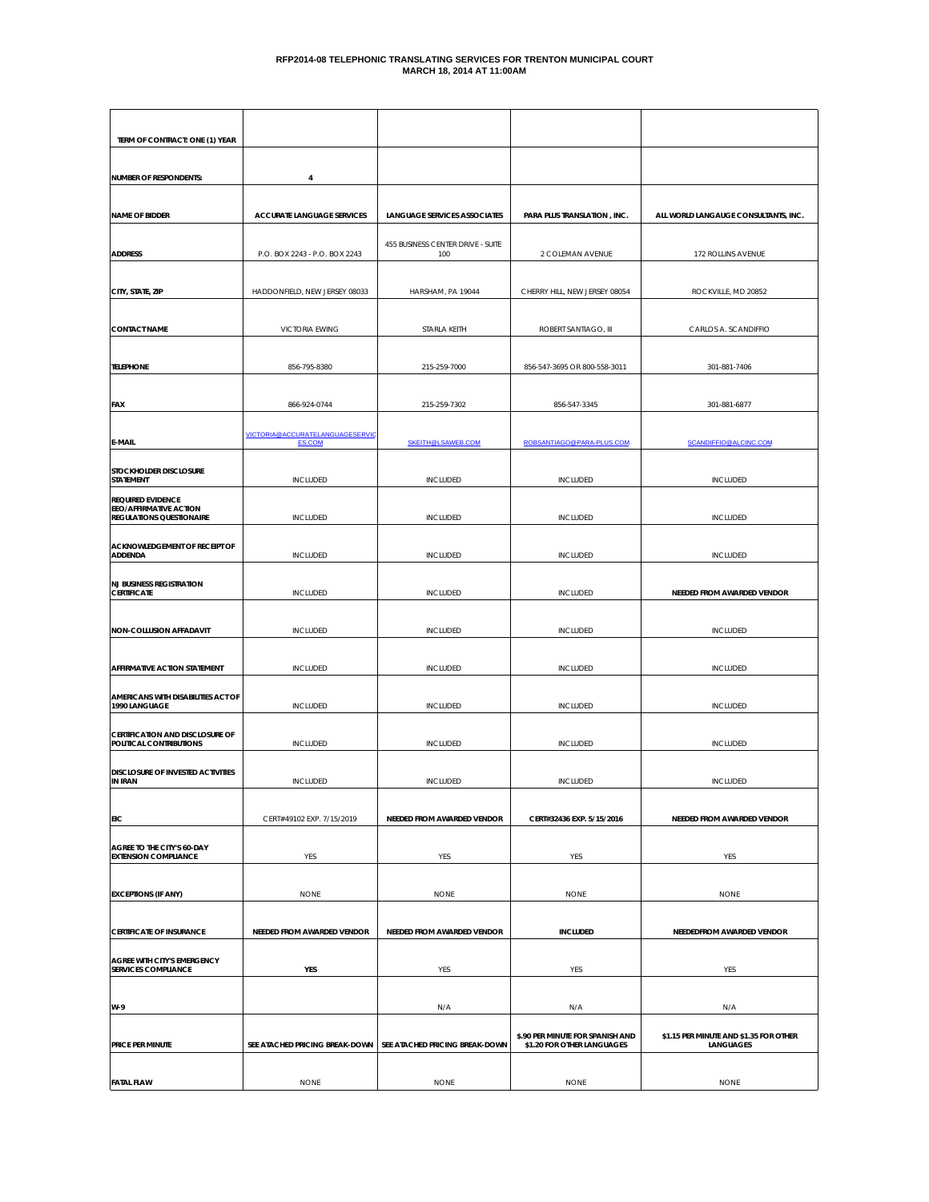**RFP2014-08 TELEPHONIC TRANSLATING SERVICES FOR TRENTON MUNICIPAL COURT**
**MARCH 18, 2014 AT 11:00AM**

| TERM OF CONTRACT: ONE (1) YEAR | | | | |
|---|---|---|---|---|
| NUMBER OF RESPONDENTS: | 4 | | | |
| NAME OF BIDDER | ACCURATE LANGUAGE SERVICES | LANGUAGE SERVICES ASSOCIATES | PARA PLUS TRANSLATION , INC. | ALL WORLD LANGAUGE CONSULTANTS, INC. |
| ADDRESS | P.O. BOX 2243 - P.O. BOX 2243 | 455 BUSINESS CENTER DRIVE - SUITE 100 | 2 COLEMAN AVENUE | 172 ROLLINS AVENUE |
| CITY, STATE, ZIP | HADDONFIELD, NEW JERSEY 08033 | HARSHAM, PA 19044 | CHERRY HILL, NEW JERSEY 08054 | ROCKVILLE, MD 20852 |
| CONTACT NAME | VICTORIA EWING | STARLA KEITH | ROBERT SANTIAGO, III | CARLOS A. SCANDIFFIO |
| TELEPHONE | 856-795-8380 | 215-259-7000 | 856-547-3695 OR 800-558-3011 | 301-881-7406 |
| FAX | 866-924-0744 | 215-259-7302 | 856-547-3345 | 301-881-6877 |
| E-MAIL | VICTORIA@ACCURATELANGUAGESERVICES.COM | SKEITH@LSAWEB.COM | ROBSANTIAGO@PARA-PLUS.COM | SCANDIFFIO@ALCINC.COM |
| STOCKHOLDER DISCLOSURE STATEMENT | INCLUDED | INCLUDED | INCLUDED | INCLUDED |
| REQUIRED EVIDENCE EEO/AFFIRMATIVE ACTION REGULATIONS QUESTIONAIRE | INCLUDED | INCLUDED | INCLUDED | INCLUDED |
| ACKNOWLEDGEMENT OF RECEIPT OF ADDENDA | INCLUDED | INCLUDED | INCLUDED | INCLUDED |
| NJ BUSINESS REGISTRATION CERTIFICATE | INCLUDED | INCLUDED | INCLUDED | NEEDED FROM AWARDED VENDOR |
| NON-COLLUSION AFFADAVIT | INCLUDED | INCLUDED | INCLUDED | INCLUDED |
| AFFIRMATIVE ACTION STATEMENT | INCLUDED | INCLUDED | INCLUDED | INCLUDED |
| AMERICANS WITH DISABILITIES ACT OF 1990 LANGUAGE | INCLUDED | INCLUDED | INCLUDED | INCLUDED |
| CERTIFICATION AND DISCLOSURE OF POLITICAL CONTRIBUTIONS | INCLUDED | INCLUDED | INCLUDED | INCLUDED |
| DISCLOSURE OF INVESTED ACTIVITIES IN IRAN | INCLUDED | INCLUDED | INCLUDED | INCLUDED |
| EIC | CERT#49102 EXP. 7/15/2019 | NEEDED FROM AWARDED VENDOR | CERT#32436 EXP. 5/15/2016 | NEEDED FROM AWARDED VENDOR |
| AGREE TO THE CITY'S 60-DAY EXTENSION COMPLIANCE | YES | YES | YES | YES |
| EXCEPTIONS (IF ANY) | NONE | NONE | NONE | NONE |
| CERTIFICATE OF INSURANCE | NEEDED FROM AWARDED VENDOR | NEEDED FROM AWARDED VENDOR | INCLUDED | NEEDEDFROM AWARDED VENDOR |
| AGREE WITH CITY'S EMERGENCY SERVICES COMPLIANCE | YES | YES | YES | YES |
| W-9 | | N/A | N/A | N/A |
| PRICE PER MINUTE | SEE ATTACHED PRICING BREAK-DOWN | SEE ATTACHED PRICING BREAK-DOWN | $.90 PER MINUTE FOR SPANISH AND $1.20 FOR OTHER LANGUAGES | $1.15 PER MINUTE AND $1.35 FOR OTHER LANGUAGES |
| FATAL FLAW | NONE | NONE | NONE | NONE |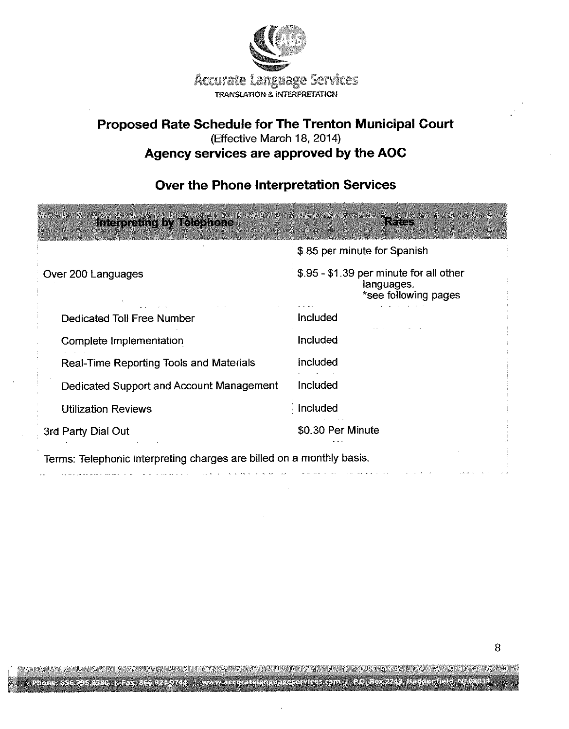Accurate Language Services
TRANSLATION & INTERPRETATION

## Proposed Rate Schedule for The Trenton Municipal Court

(Effective March 18, 2014)

### Agency services are approved by the AOC

### Over the Phone Interpretation Services

| Interpreting by Telephone | Rates |
|---|---|
| Over 200 Languages | $.85 per minute for Spanish<br>$.95 - $1.39 per minute for all other languages.<br>*see following pages |
| Dedicated Toll Free Number | Included |
| Complete Implementation | Included |
| Real-Time Reporting Tools and Materials | Included |
| Dedicated Support and Account Management | Included |
| Utilization Reviews | Included |
| 3rd Party Dial Out | $0.30 Per Minute |

Terms: Telephonic interpreting charges are billed on a monthly basis.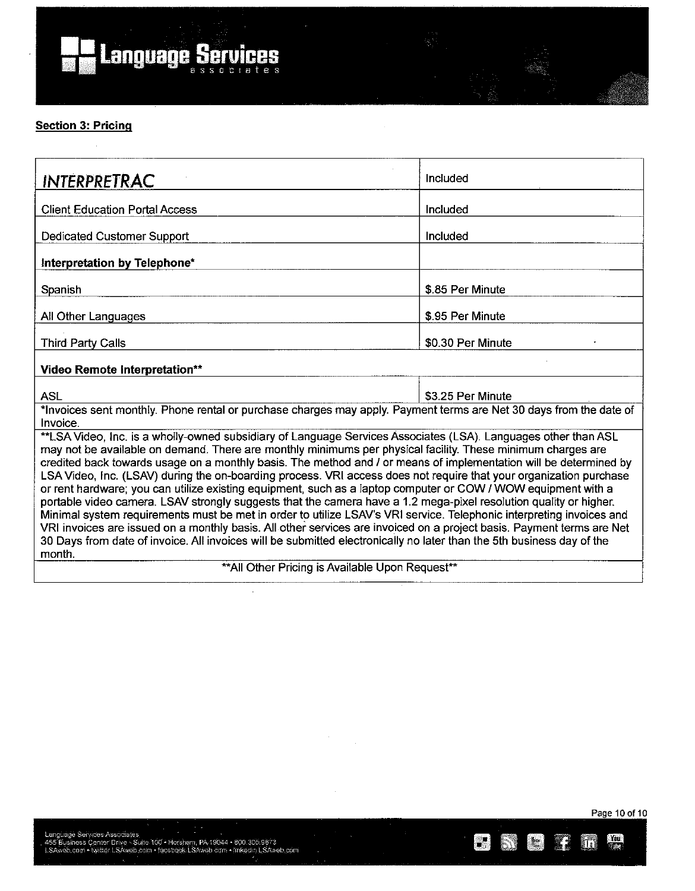**Section 3: Pricing**

| | |
|---|---|
| *INTERPRETRAC* | Included |
| Client Education Portal Access | Included |
| Dedicated Customer Support | Included |
| **Interpretation by Telephone*** | |
| Spanish | $.85 Per Minute |
| All Other Languages | $.95 Per Minute |
| Third Party Calls | $0.30 Per Minute |
| **Video Remote Interpretation**** | |
| ASL | $3.25 Per Minute |

*Invoices sent monthly. Phone rental or purchase charges may apply. Payment terms are Net 30 days from the date of Invoice.

**LSA Video, Inc. is a wholly-owned subsidiary of Language Services Associates (LSA). Languages other than ASL may not be available on demand. There are monthly minimums per physical facility. These minimum charges are credited back towards usage on a monthly basis. The method and / or means of implementation will be determined by LSA Video, Inc. (LSAV) during the on-boarding process. VRI access does not require that your organization purchase or rent hardware; you can utilize existing equipment, such as a laptop computer or COW / WOW equipment with a portable video camera. LSAV strongly suggests that the camera have a 1.2 mega-pixel resolution quality or higher. Minimal system requirements must be met in order to utilize LSAV's VRI service. Telephonic interpreting invoices and VRI invoices are issued on a monthly basis. All other services are invoiced on a project basis. Payment terms are Net 30 Days from date of invoice. All invoices will be submitted electronically no later than the 5th business day of the month.

**All Other Pricing is Available Upon Request**